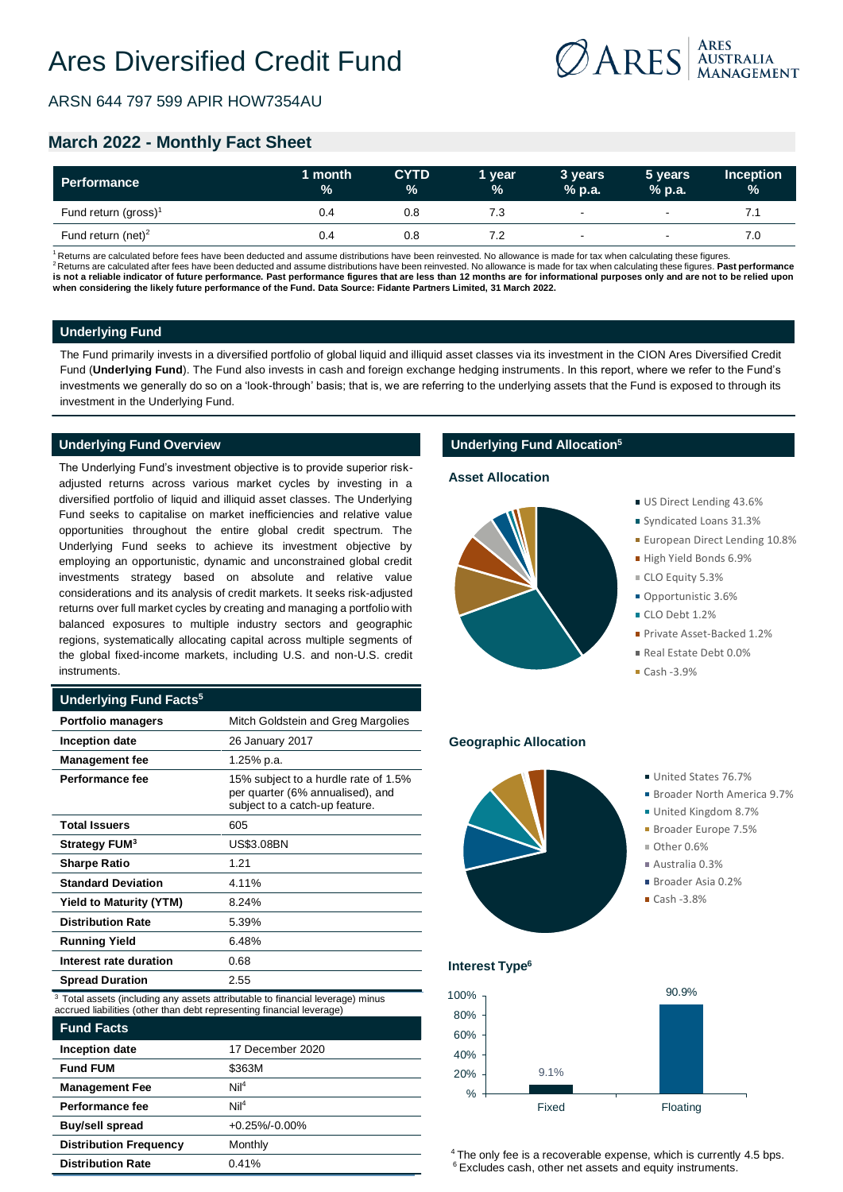# Ares Diversified Credit Fund

ARSN 644 797 599 APIR HOW7354AU

## March 2022 - Monthly Fact Sheet

| Performance | 1 month % | CYTD % | 1 year % | 3 years % p.a. | 5 years % p.a. | Inception % |
|---|---|---|---|---|---|---|
| Fund return (gross)[1] | 0.4 | 0.8 | 7.3 | - | - | 7.1 |
| Fund return (net)[2] | 0.4 | 0.8 | 7.2 | - | - | 7.0 |

[1] Returns are calculated before fees have been deducted and assume distributions have been reinvested. No allowance is made for tax when calculating these figures.
[2] Returns are calculated after fees have been deducted and assume distributions have been reinvested. No allowance is made for tax when calculating these figures. **Past performance is not a reliable indicator of future performance. Past performance figures that are less than 12 months are for informational purposes only and are not to be relied upon when considering the likely future performance of the Fund. Data Source: Fidante Partners Limited, 31 March 2022.**

### Underlying Fund

The Fund primarily invests in a diversified portfolio of global liquid and illiquid asset classes via its investment in the CION Ares Diversified Credit Fund (**Underlying Fund**). The Fund also invests in cash and foreign exchange hedging instruments. In this report, where we refer to the Fund's investments we generally do so on a 'look-through' basis; that is, we are referring to the underlying assets that the Fund is exposed to through its investment in the Underlying Fund.

### Underlying Fund Overview

The Underlying Fund's investment objective is to provide superior risk-adjusted returns across various market cycles by investing in a diversified portfolio of liquid and illiquid asset classes. The Underlying Fund seeks to capitalise on market inefficiencies and relative value opportunities throughout the entire global credit spectrum. The Underlying Fund seeks to achieve its investment objective by employing an opportunistic, dynamic and unconstrained global credit investments strategy based on absolute and relative value considerations and its analysis of credit markets. It seeks risk-adjusted returns over full market cycles by creating and managing a portfolio with balanced exposures to multiple industry sectors and geographic regions, systematically allocating capital across multiple segments of the global fixed-income markets, including U.S. and non-U.S. credit instruments.

### Underlying Fund Facts[5]

| | |
|---|---|
| **Portfolio managers** | Mitch Goldstein and Greg Margolies |
| **Inception date** | 26 January 2017 |
| **Management fee** | 1.25% p.a. |
| **Performance fee** | 15% subject to a hurdle rate of 1.5% per quarter (6% annualised), and subject to a catch-up feature. |
| **Total Issuers** | 605 |
| **Strategy FUM[3]** | US$3.08BN |
| **Sharpe Ratio** | 1.21 |
| **Standard Deviation** | 4.11% |
| **Yield to Maturity (YTM)** | 8.24% |
| **Distribution Rate** | 5.39% |
| **Running Yield** | 6.48% |
| **Interest rate duration** | 0.68 |
| **Spread Duration** | 2.55 |

[3] Total assets (including any assets attributable to financial leverage) minus accrued liabilities (other than debt representing financial leverage)

### Fund Facts

| | |
|---|---|
| **Inception date** | 17 December 2020 |
| **Fund FUM** | $363M |
| **Management Fee** | Nil[4] |
| **Performance fee** | Nil[4] |
| **Buy/sell spread** | +0.25%/-0.00% |
| **Distribution Frequency** | Monthly |
| **Distribution Rate** | 0.41% |

### Underlying Fund Allocation[5]

#### Asset Allocation

- US Direct Lending 43.6%
- Syndicated Loans 31.3%
- European Direct Lending 10.8%
- High Yield Bonds 6.9%
- CLO Equity 5.3%
- Opportunistic 3.6%
- CLO Debt 1.2%
- Private Asset-Backed 1.2%
- Real Estate Debt 0.0%
- Cash -3.9%

#### Geographic Allocation

- United States 76.7%
- Broader North America 9.7%
- United Kingdom 8.7%
- Broader Europe 7.5%
- Other 0.6%
- Australia 0.3%
- Broader Asia 0.2%
- Cash -3.8%

#### Interest Type[6]

| Interest Type | % |
|---|---|
| Fixed | 9.1% |
| Floating | 90.9% |

[4] The only fee is a recoverable expense, which is currently 4.5 bps.
[6] Excludes cash, other net assets and equity instruments.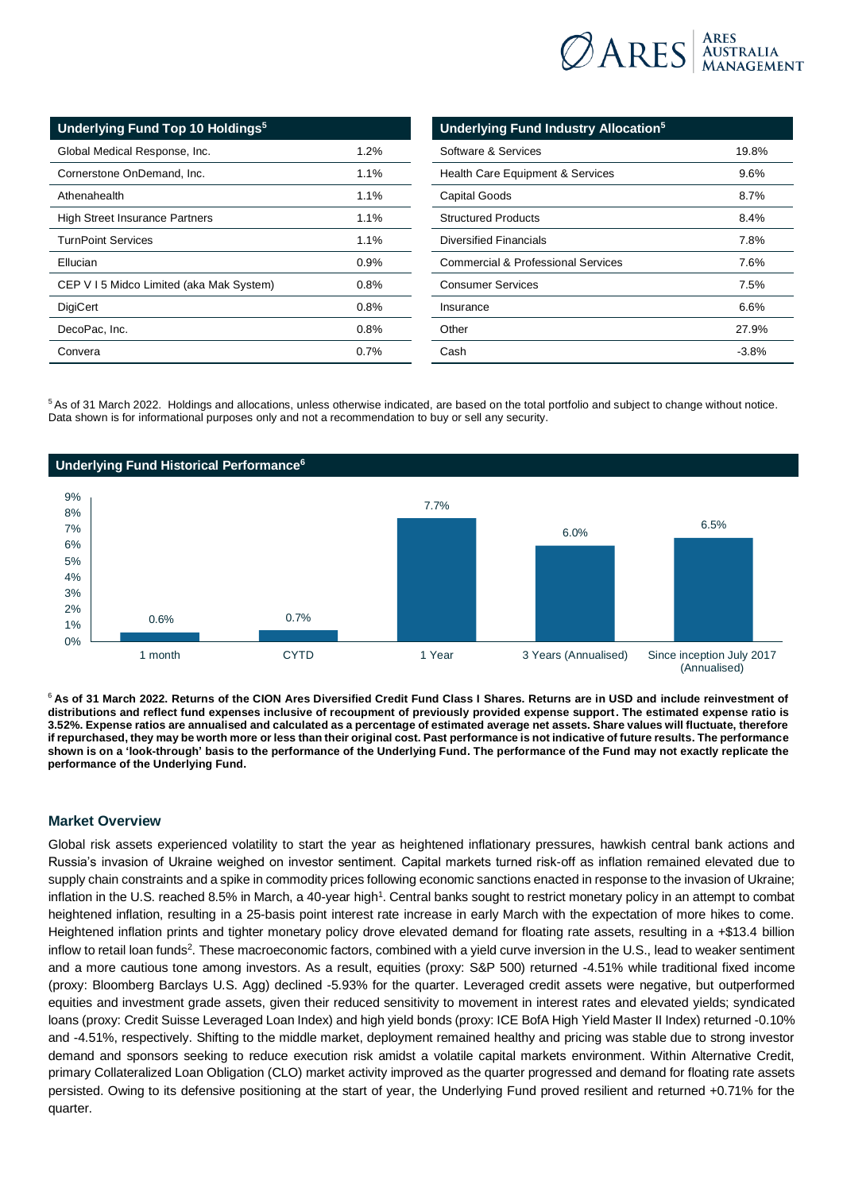| Underlying Fund Top 10 Holdings[5] | |
|---|---|
| Global Medical Response, Inc. | 1.2% |
| Cornerstone OnDemand, Inc. | 1.1% |
| Athenahealth | 1.1% |
| High Street Insurance Partners | 1.1% |
| TurnPoint Services | 1.1% |
| Ellucian | 0.9% |
| CEP V I 5 Midco Limited (aka Mak System) | 0.8% |
| DigiCert | 0.8% |
| DecoPac, Inc. | 0.8% |
| Convera | 0.7% |

| Underlying Fund Industry Allocation[5] | |
|---|---|
| Software & Services | 19.8% |
| Health Care Equipment & Services | 9.6% |
| Capital Goods | 8.7% |
| Structured Products | 8.4% |
| Diversified Financials | 7.8% |
| Commercial & Professional Services | 7.6% |
| Consumer Services | 7.5% |
| Insurance | 6.6% |
| Other | 27.9% |
| Cash | -3.8% |

[5] As of 31 March 2022. Holdings and allocations, unless otherwise indicated, are based on the total portfolio and subject to change without notice. Data shown is for informational purposes only and not a recommendation to buy or sell any security.

## Underlying Fund Historical Performance[6]

| Period | Return |
|---|---|
| 1 month | 0.6% |
| CYTD | 0.7% |
| 1 Year | 7.7% |
| 3 Years (Annualised) | 6.0% |
| Since inception July 2017 (Annualised) | 6.5% |

[6] **As of 31 March 2022. Returns of the CION Ares Diversified Credit Fund Class I Shares. Returns are in USD and include reinvestment of distributions and reflect fund expenses inclusive of recoupment of previously provided expense support. The estimated expense ratio is 3.52%. Expense ratios are annualised and calculated as a percentage of estimated average net assets. Share values will fluctuate, therefore if repurchased, they may be worth more or less than their original cost. Past performance is not indicative of future results. The performance shown is on a 'look-through' basis to the performance of the Underlying Fund. The performance of the Fund may not exactly replicate the performance of the Underlying Fund.**

### Market Overview

Global risk assets experienced volatility to start the year as heightened inflationary pressures, hawkish central bank actions and Russia's invasion of Ukraine weighed on investor sentiment. Capital markets turned risk-off as inflation remained elevated due to supply chain constraints and a spike in commodity prices following economic sanctions enacted in response to the invasion of Ukraine; inflation in the U.S. reached 8.5% in March, a 40-year high[1]. Central banks sought to restrict monetary policy in an attempt to combat heightened inflation, resulting in a 25-basis point interest rate increase in early March with the expectation of more hikes to come. Heightened inflation prints and tighter monetary policy drove elevated demand for floating rate assets, resulting in a +$13.4 billion inflow to retail loan funds[2]. These macroeconomic factors, combined with a yield curve inversion in the U.S., lead to weaker sentiment and a more cautious tone among investors. As a result, equities (proxy: S&P 500) returned -4.51% while traditional fixed income (proxy: Bloomberg Barclays U.S. Agg) declined -5.93% for the quarter. Leveraged credit assets were negative, but outperformed equities and investment grade assets, given their reduced sensitivity to movement in interest rates and elevated yields; syndicated loans (proxy: Credit Suisse Leveraged Loan Index) and high yield bonds (proxy: ICE BofA High Yield Master II Index) returned -0.10% and -4.51%, respectively. Shifting to the middle market, deployment remained healthy and pricing was stable due to strong investor demand and sponsors seeking to reduce execution risk amidst a volatile capital markets environment. Within Alternative Credit, primary Collateralized Loan Obligation (CLO) market activity improved as the quarter progressed and demand for floating rate assets persisted. Owing to its defensive positioning at the start of year, the Underlying Fund proved resilient and returned +0.71% for the quarter.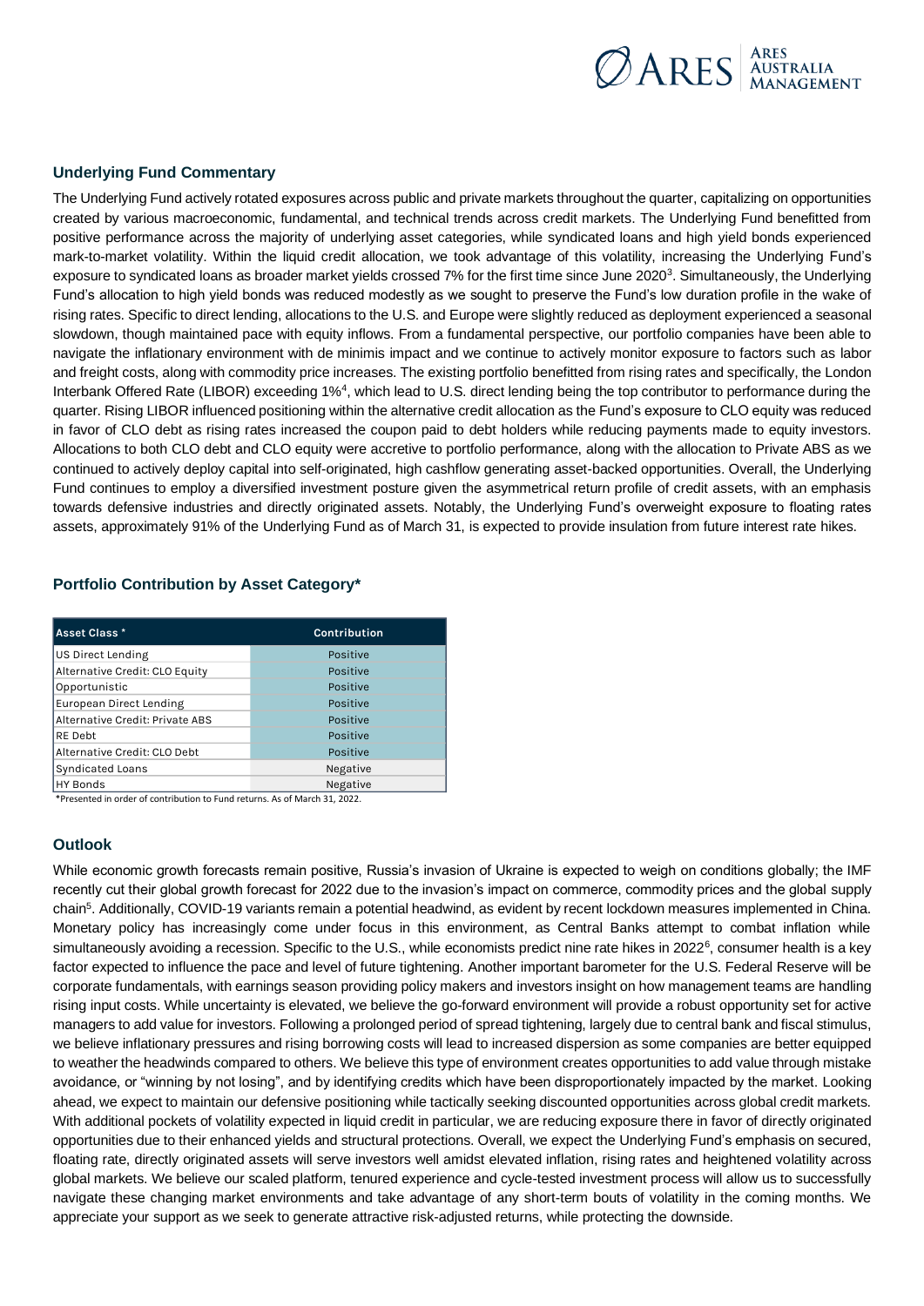## Underlying Fund Commentary

The Underlying Fund actively rotated exposures across public and private markets throughout the quarter, capitalizing on opportunities created by various macroeconomic, fundamental, and technical trends across credit markets. The Underlying Fund benefitted from positive performance across the majority of underlying asset categories, while syndicated loans and high yield bonds experienced mark-to-market volatility. Within the liquid credit allocation, we took advantage of this volatility, increasing the Underlying Fund's exposure to syndicated loans as broader market yields crossed 7% for the first time since June 2020[3]. Simultaneously, the Underlying Fund's allocation to high yield bonds was reduced modestly as we sought to preserve the Fund's low duration profile in the wake of rising rates. Specific to direct lending, allocations to the U.S. and Europe were slightly reduced as deployment experienced a seasonal slowdown, though maintained pace with equity inflows. From a fundamental perspective, our portfolio companies have been able to navigate the inflationary environment with de minimis impact and we continue to actively monitor exposure to factors such as labor and freight costs, along with commodity price increases. The existing portfolio benefitted from rising rates and specifically, the London Interbank Offered Rate (LIBOR) exceeding 1%[4], which lead to U.S. direct lending being the top contributor to performance during the quarter. Rising LIBOR influenced positioning within the alternative credit allocation as the Fund's exposure to CLO equity was reduced in favor of CLO debt as rising rates increased the coupon paid to debt holders while reducing payments made to equity investors. Allocations to both CLO debt and CLO equity were accretive to portfolio performance, along with the allocation to Private ABS as we continued to actively deploy capital into self-originated, high cashflow generating asset-backed opportunities. Overall, the Underlying Fund continues to employ a diversified investment posture given the asymmetrical return profile of credit assets, with an emphasis towards defensive industries and directly originated assets. Notably, the Underlying Fund's overweight exposure to floating rates assets, approximately 91% of the Underlying Fund as of March 31, is expected to provide insulation from future interest rate hikes.

## Portfolio Contribution by Asset Category*

| Asset Class * | Contribution |
|---|---|
| US Direct Lending | Positive |
| Alternative Credit: CLO Equity | Positive |
| Opportunistic | Positive |
| European Direct Lending | Positive |
| Alternative Credit: Private ABS | Positive |
| RE Debt | Positive |
| Alternative Credit: CLO Debt | Positive |
| Syndicated Loans | Negative |
| HY Bonds | Negative |

*Presented in order of contribution to Fund returns. As of March 31, 2022.

## Outlook

While economic growth forecasts remain positive, Russia's invasion of Ukraine is expected to weigh on conditions globally; the IMF recently cut their global growth forecast for 2022 due to the invasion's impact on commerce, commodity prices and the global supply chain[5]. Additionally, COVID-19 variants remain a potential headwind, as evident by recent lockdown measures implemented in China. Monetary policy has increasingly come under focus in this environment, as Central Banks attempt to combat inflation while simultaneously avoiding a recession. Specific to the U.S., while economists predict nine rate hikes in 2022[6], consumer health is a key factor expected to influence the pace and level of future tightening. Another important barometer for the U.S. Federal Reserve will be corporate fundamentals, with earnings season providing policy makers and investors insight on how management teams are handling rising input costs. While uncertainty is elevated, we believe the go-forward environment will provide a robust opportunity set for active managers to add value for investors. Following a prolonged period of spread tightening, largely due to central bank and fiscal stimulus, we believe inflationary pressures and rising borrowing costs will lead to increased dispersion as some companies are better equipped to weather the headwinds compared to others. We believe this type of environment creates opportunities to add value through mistake avoidance, or "winning by not losing", and by identifying credits which have been disproportionately impacted by the market. Looking ahead, we expect to maintain our defensive positioning while tactically seeking discounted opportunities across global credit markets. With additional pockets of volatility expected in liquid credit in particular, we are reducing exposure there in favor of directly originated opportunities due to their enhanced yields and structural protections. Overall, we expect the Underlying Fund's emphasis on secured, floating rate, directly originated assets will serve investors well amidst elevated inflation, rising rates and heightened volatility across global markets. We believe our scaled platform, tenured experience and cycle-tested investment process will allow us to successfully navigate these changing market environments and take advantage of any short-term bouts of volatility in the coming months. We appreciate your support as we seek to generate attractive risk-adjusted returns, while protecting the downside.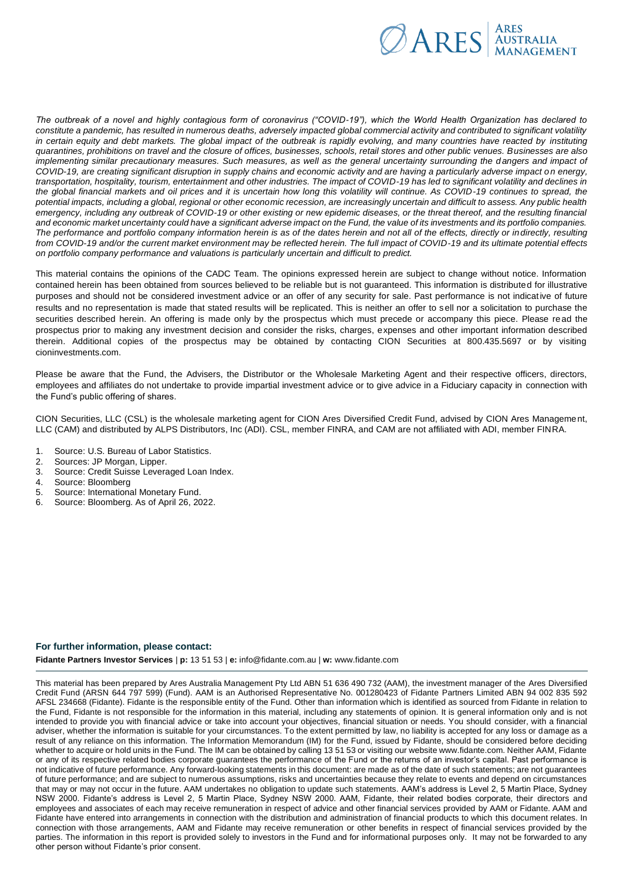*The outbreak of a novel and highly contagious form of coronavirus ("COVID-19"), which the World Health Organization has declared to constitute a pandemic, has resulted in numerous deaths, adversely impacted global commercial activity and contributed to significant volatility in certain equity and debt markets. The global impact of the outbreak is rapidly evolving, and many countries have reacted by instituting quarantines, prohibitions on travel and the closure of offices, businesses, schools, retail stores and other public venues. Businesses are also implementing similar precautionary measures. Such measures, as well as the general uncertainty surrounding the dangers and impact of COVID-19, are creating significant disruption in supply chains and economic activity and are having a particularly adverse impact on energy, transportation, hospitality, tourism, entertainment and other industries. The impact of COVID-19 has led to significant volatility and declines in the global financial markets and oil prices and it is uncertain how long this volatility will continue. As COVID-19 continues to spread, the potential impacts, including a global, regional or other economic recession, are increasingly uncertain and difficult to assess. Any public health emergency, including any outbreak of COVID-19 or other existing or new epidemic diseases, or the threat thereof, and the resulting financial and economic market uncertainty could have a significant adverse impact on the Fund, the value of its investments and its portfolio companies. The performance and portfolio company information herein is as of the dates herein and not all of the effects, directly or indirectly, resulting from COVID-19 and/or the current market environment may be reflected herein. The full impact of COVID-19 and its ultimate potential effects on portfolio company performance and valuations is particularly uncertain and difficult to predict.*

This material contains the opinions of the CADC Team. The opinions expressed herein are subject to change without notice. Information contained herein has been obtained from sources believed to be reliable but is not guaranteed. This information is distributed for illustrative purposes and should not be considered investment advice or an offer of any security for sale. Past performance is not indicative of future results and no representation is made that stated results will be replicated. This is neither an offer to sell nor a solicitation to purchase the securities described herein. An offering is made only by the prospectus which must precede or accompany this piece. Please read the prospectus prior to making any investment decision and consider the risks, charges, expenses and other important information described therein. Additional copies of the prospectus may be obtained by contacting CION Securities at 800.435.5697 or by visiting cioninvestments.com.

Please be aware that the Fund, the Advisers, the Distributor or the Wholesale Marketing Agent and their respective officers, directors, employees and affiliates do not undertake to provide impartial investment advice or to give advice in a Fiduciary capacity in connection with the Fund's public offering of shares.

CION Securities, LLC (CSL) is the wholesale marketing agent for CION Ares Diversified Credit Fund, advised by CION Ares Management, LLC (CAM) and distributed by ALPS Distributors, Inc (ADI). CSL, member FINRA, and CAM are not affiliated with ADI, member FINRA.

1. Source: U.S. Bureau of Labor Statistics.
2. Sources: JP Morgan, Lipper.
3. Source: Credit Suisse Leveraged Loan Index.
4. Source: Bloomberg
5. Source: International Monetary Fund.
6. Source: Bloomberg. As of April 26, 2022.

**For further information, please contact:**

**Fidante Partners Investor Services** | **p:** 13 51 53 | **e:** info@fidante.com.au | **w:** www.fidante.com

This material has been prepared by Ares Australia Management Pty Ltd ABN 51 636 490 732 (AAM), the investment manager of the Ares Diversified Credit Fund (ARSN 644 797 599) (Fund). AAM is an Authorised Representative No. 001280423 of Fidante Partners Limited ABN 94 002 835 592 AFSL 234668 (Fidante). Fidante is the responsible entity of the Fund. Other than information which is identified as sourced from Fidante in relation to the Fund, Fidante is not responsible for the information in this material, including any statements of opinion. It is general information only and is not intended to provide you with financial advice or take into account your objectives, financial situation or needs. You should consider, with a financial adviser, whether the information is suitable for your circumstances. To the extent permitted by law, no liability is accepted for any loss or damage as a result of any reliance on this information. The Information Memorandum (IM) for the Fund, issued by Fidante, should be considered before deciding whether to acquire or hold units in the Fund. The IM can be obtained by calling 13 51 53 or visiting our website www.fidante.com. Neither AAM, Fidante or any of its respective related bodies corporate guarantees the performance of the Fund or the returns of an investor's capital. Past performance is not indicative of future performance. Any forward-looking statements in this document: are made as of the date of such statements; are not guarantees of future performance; and are subject to numerous assumptions, risks and uncertainties because they relate to events and depend on circumstances that may or may not occur in the future. AAM undertakes no obligation to update such statements. AAM's address is Level 2, 5 Martin Place, Sydney NSW 2000. Fidante's address is Level 2, 5 Martin Place, Sydney NSW 2000. AAM, Fidante, their related bodies corporate, their directors and employees and associates of each may receive remuneration in respect of advice and other financial services provided by AAM or Fidante. AAM and Fidante have entered into arrangements in connection with the distribution and administration of financial products to which this document relates. In connection with those arrangements, AAM and Fidante may receive remuneration or other benefits in respect of financial services provided by the parties. The information in this report is provided solely to investors in the Fund and for informational purposes only. It may not be forwarded to any other person without Fidante's prior consent.